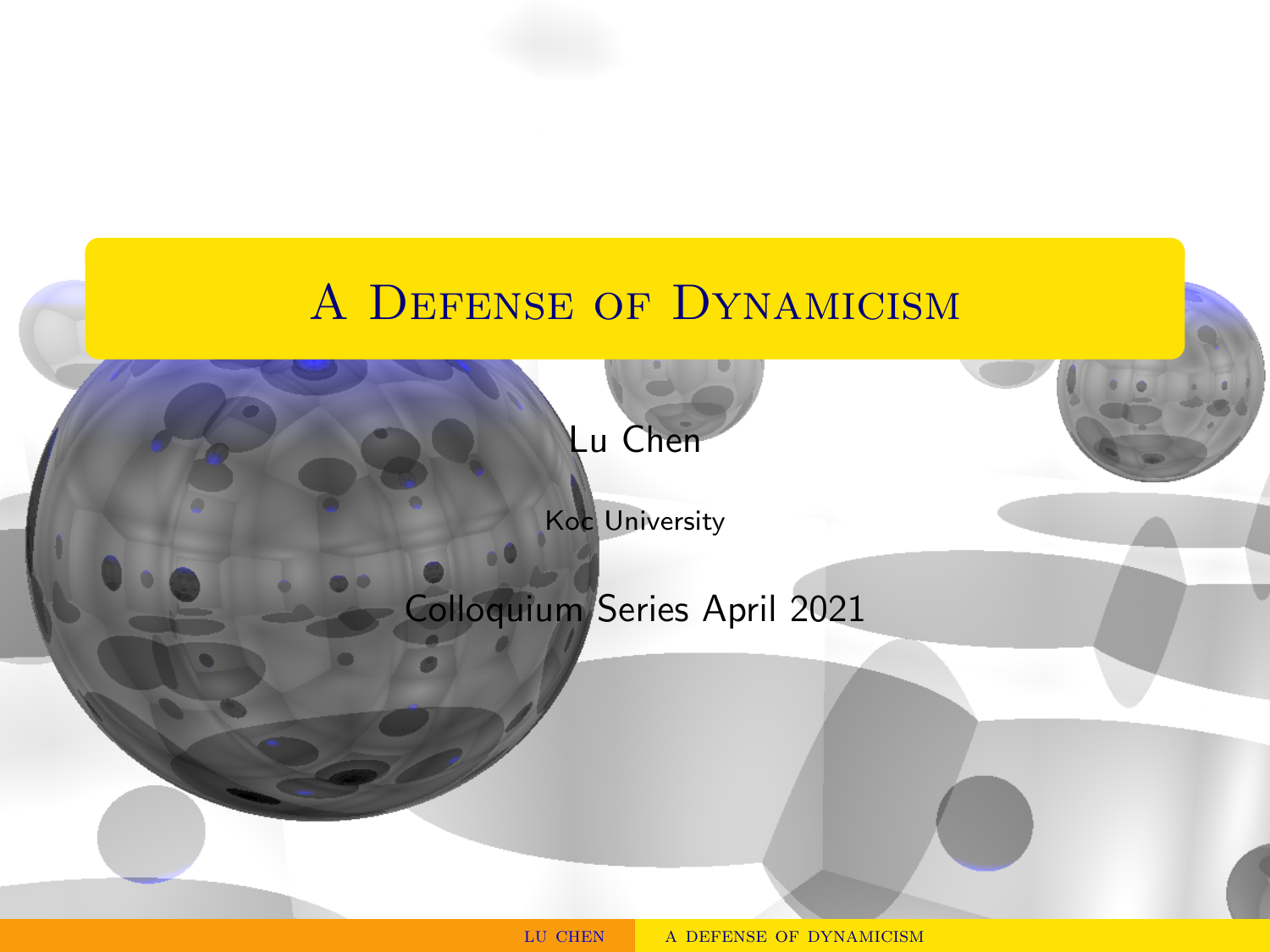# A Defense of Dynamicism

Lu Chen

Koc University

Colloquium Series April 2021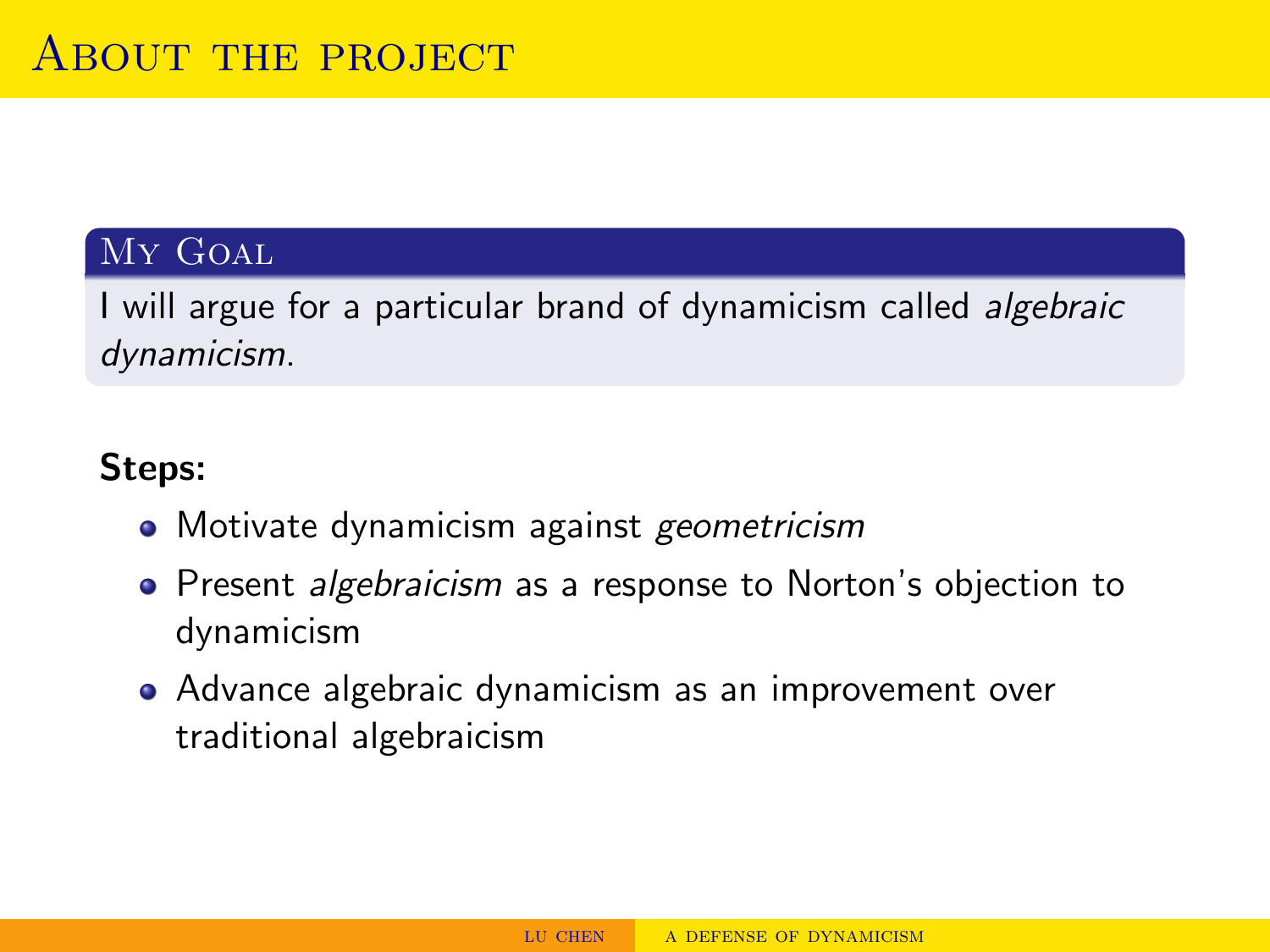# About the project

### My Goal

I will argue for a particular brand of dynamicism called *algebraic dynamicism*.

**Steps:**

- Motivate dynamicism against *geometricism*
- Present *algebraicism* as a response to Norton's objection to dynamicism
- Advance algebraic dynamicism as an improvement over traditional algebraicism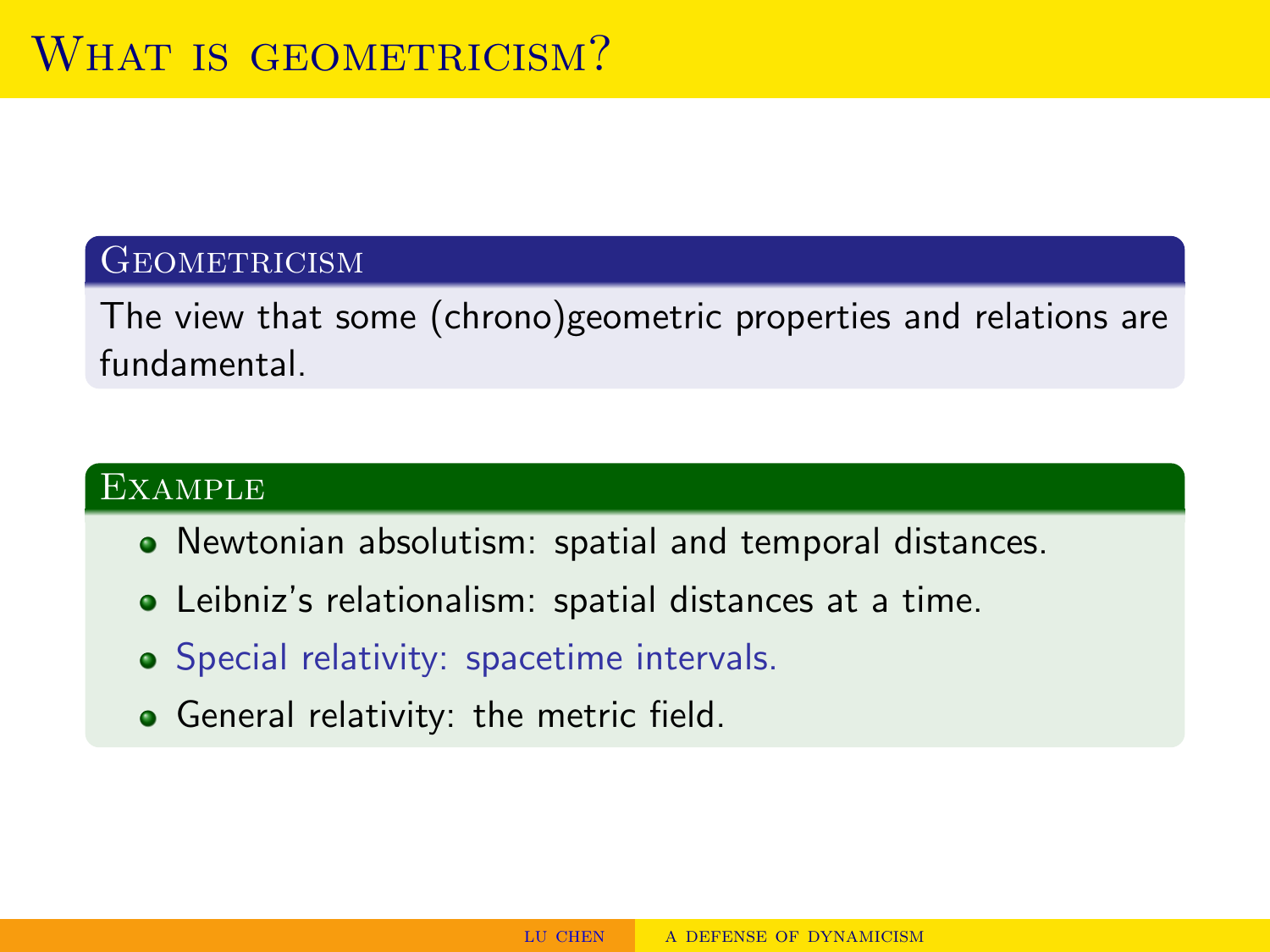# What is geometricism?

### Geometricism

The view that some (chrono)geometric properties and relations are fundamental.

### Example

- Newtonian absolutism: spatial and temporal distances.
- Leibniz's relationalism: spatial distances at a time.
- Special relativity: spacetime intervals.
- General relativity: the metric field.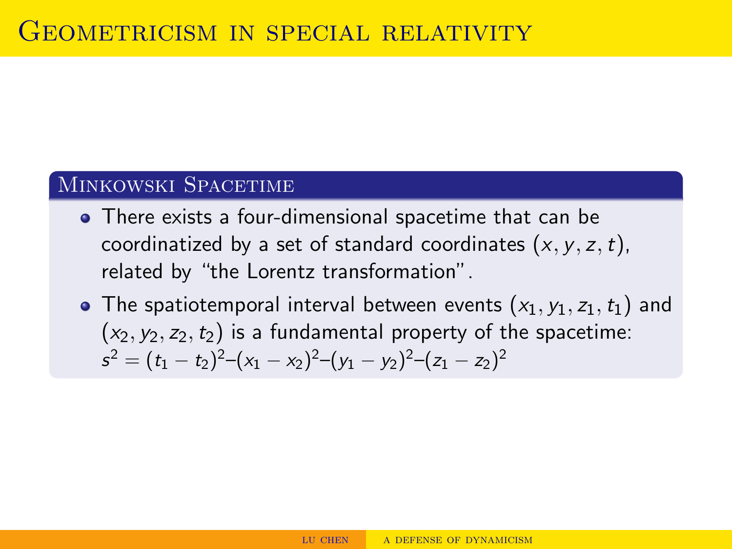# Geometricism in special relativity

## Minkowski Spacetime

- There exists a four-dimensional spacetime that can be coordinatized by a set of standard coordinates $(x, y, z, t)$, related by "the Lorentz transformation".
- The spatiotemporal interval between events $(x_1, y_1, z_1, t_1)$ and $(x_2, y_2, z_2, t_2)$ is a fundamental property of the spacetime: $s^2 = (t_1 - t_2)^2 - (x_1 - x_2)^2 - (y_1 - y_2)^2 - (z_1 - z_2)^2$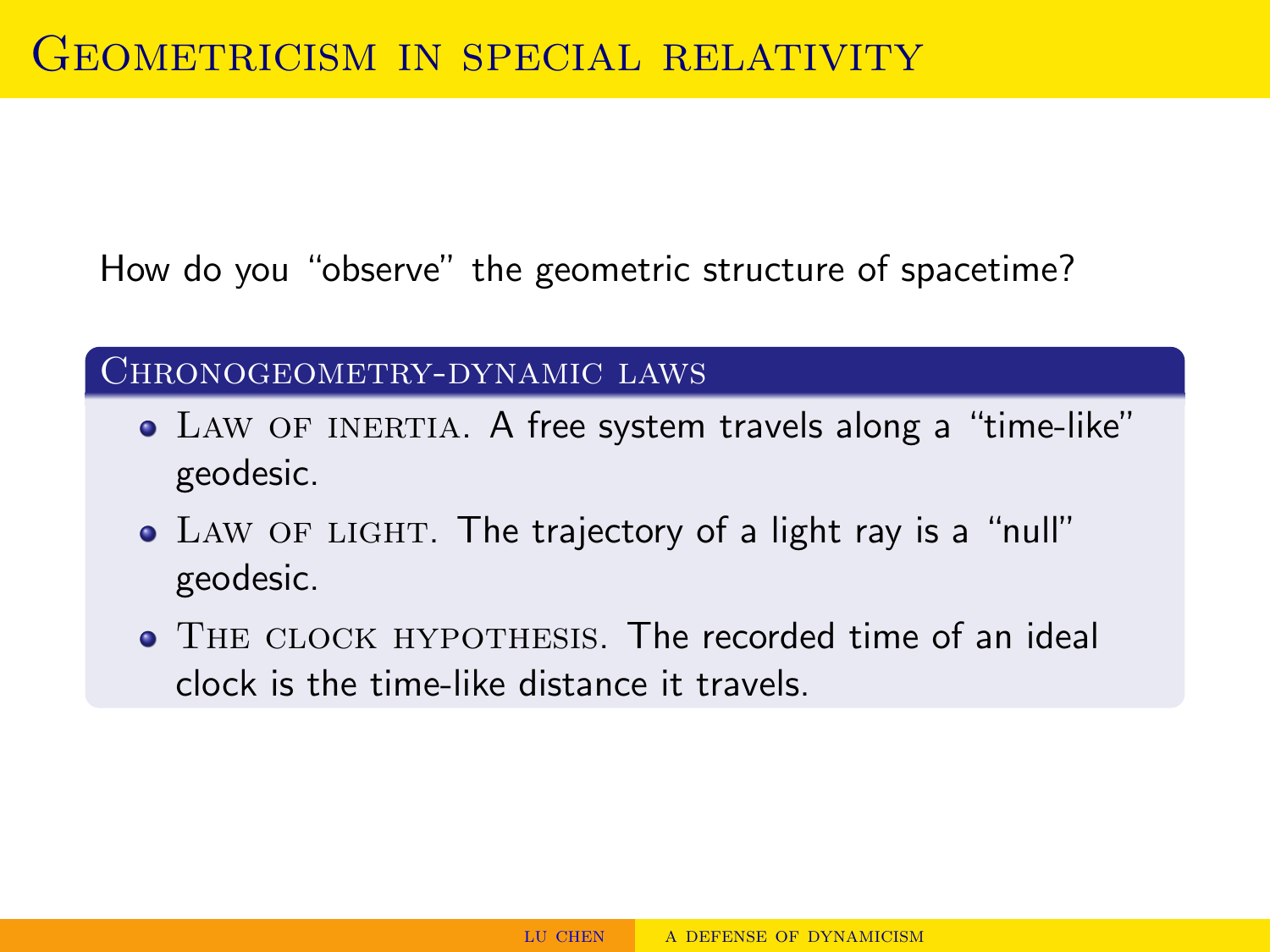# Geometricism in special relativity

How do you "observe" the geometric structure of spacetime?

### Chronogeometry-dynamic laws

- **Law of inertia.** A free system travels along a "time-like" geodesic.
- **Law of light.** The trajectory of a light ray is a "null" geodesic.
- **The clock hypothesis.** The recorded time of an ideal clock is the time-like distance it travels.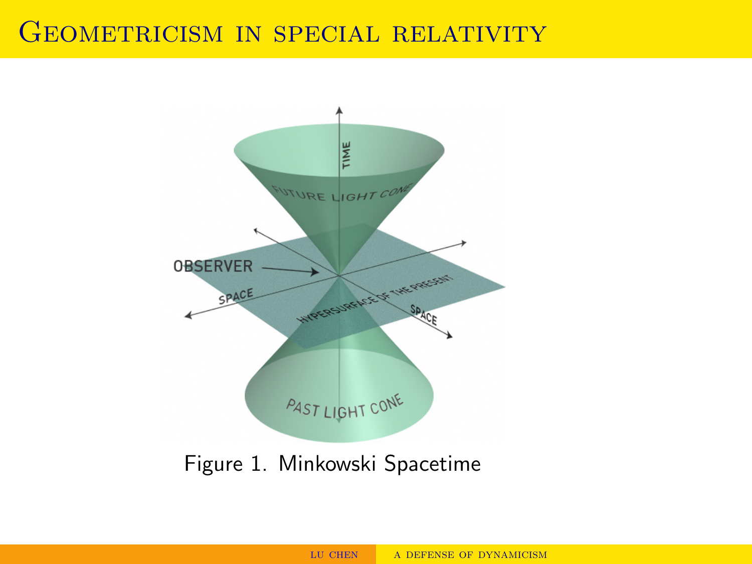# Geometricism in special relativity

Figure 1. Minkowski Spacetime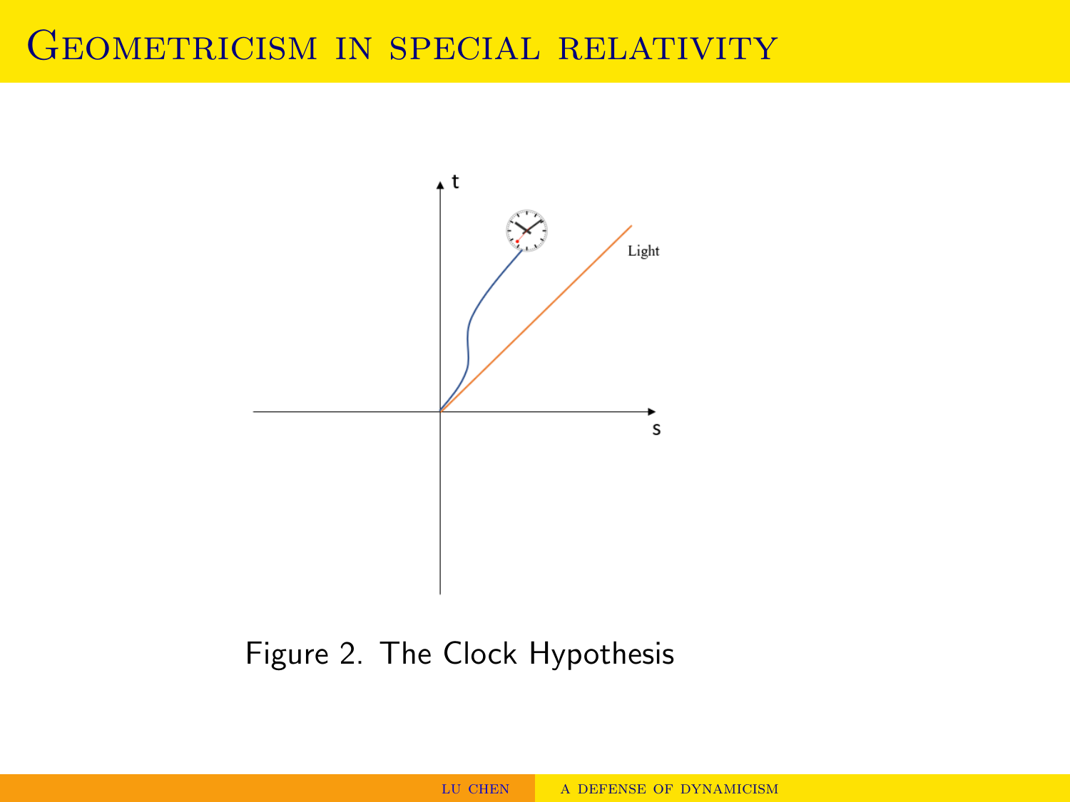# Geometricism in special relativity

Figure 2. The Clock Hypothesis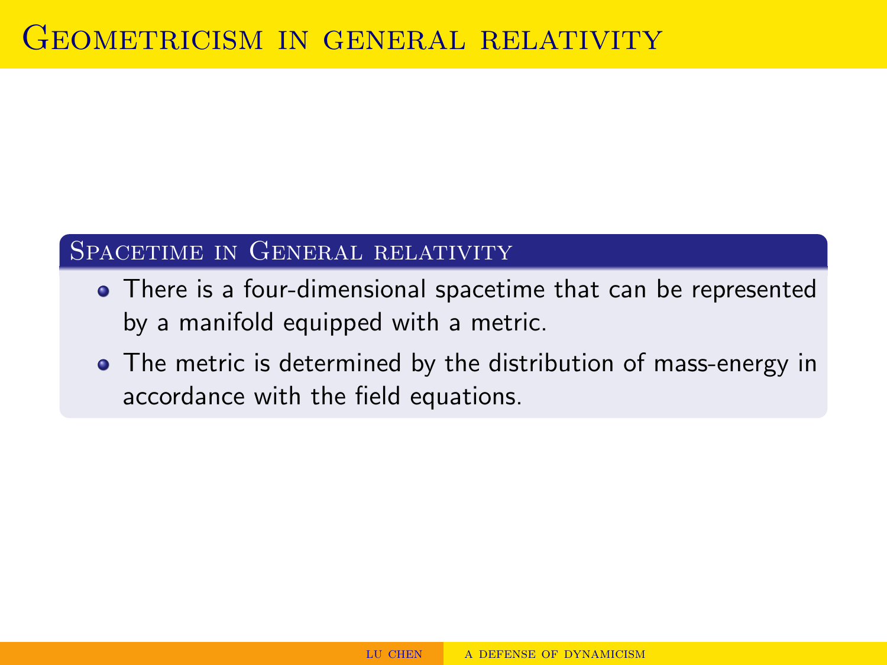# Geometricism in general relativity

### Spacetime in General relativity

- There is a four-dimensional spacetime that can be represented by a manifold equipped with a metric.
- The metric is determined by the distribution of mass-energy in accordance with the field equations.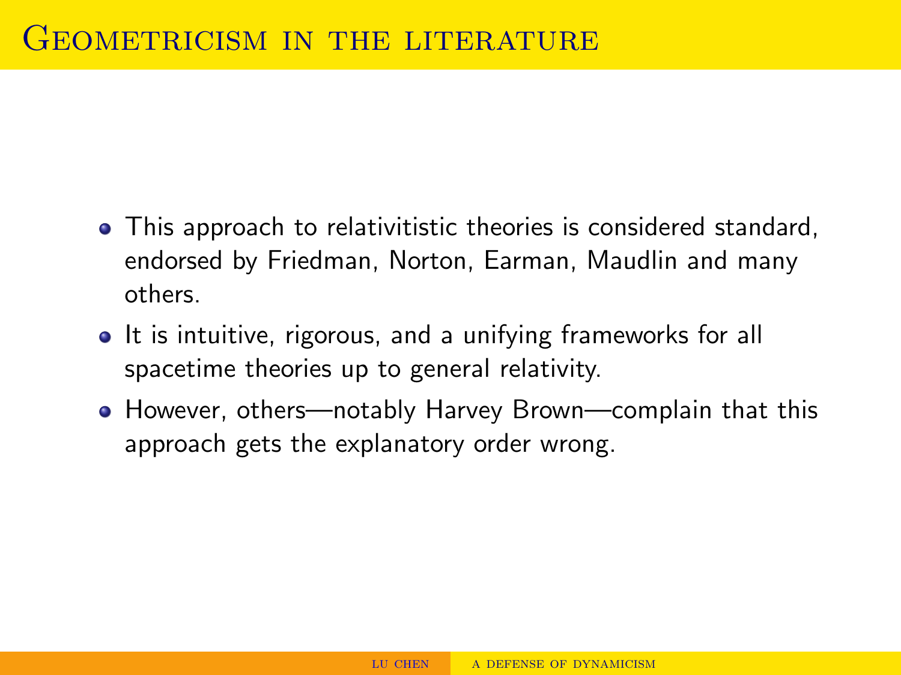# Geometricism in the literature

- This approach to relativitistic theories is considered standard, endorsed by Friedman, Norton, Earman, Maudlin and many others.
- It is intuitive, rigorous, and a unifying frameworks for all spacetime theories up to general relativity.
- However, others—notably Harvey Brown—complain that this approach gets the explanatory order wrong.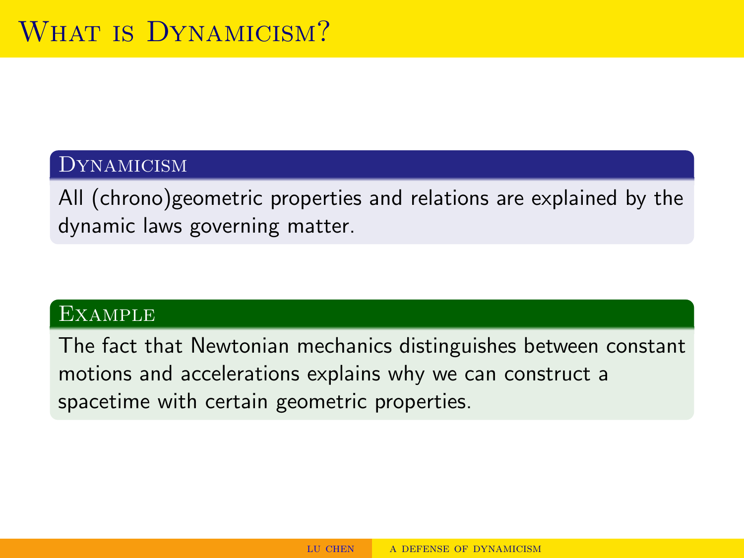# What is Dynamicism?

### Dynamicism

All (chrono)geometric properties and relations are explained by the dynamic laws governing matter.

### Example

The fact that Newtonian mechanics distinguishes between constant motions and accelerations explains why we can construct a spacetime with certain geometric properties.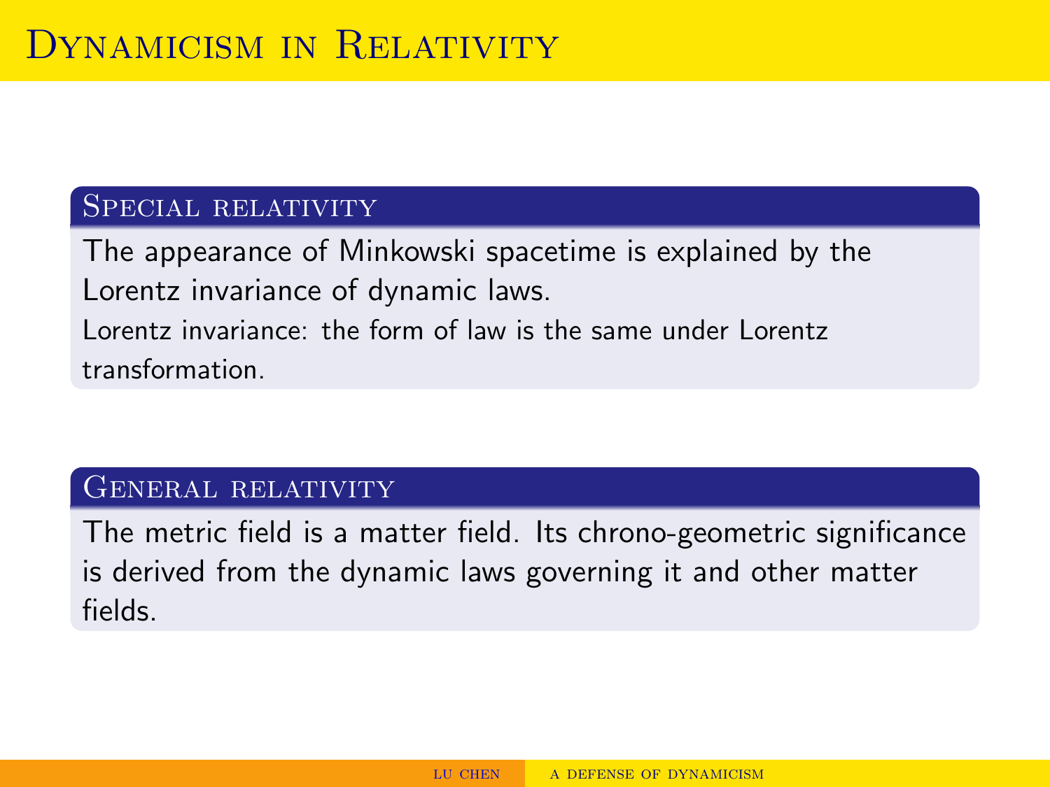# Dynamicism in Relativity

### Special relativity

The appearance of Minkowski spacetime is explained by the Lorentz invariance of dynamic laws.

Lorentz invariance: the form of law is the same under Lorentz transformation.

### General relativity

The metric field is a matter field. Its chrono-geometric significance is derived from the dynamic laws governing it and other matter fields.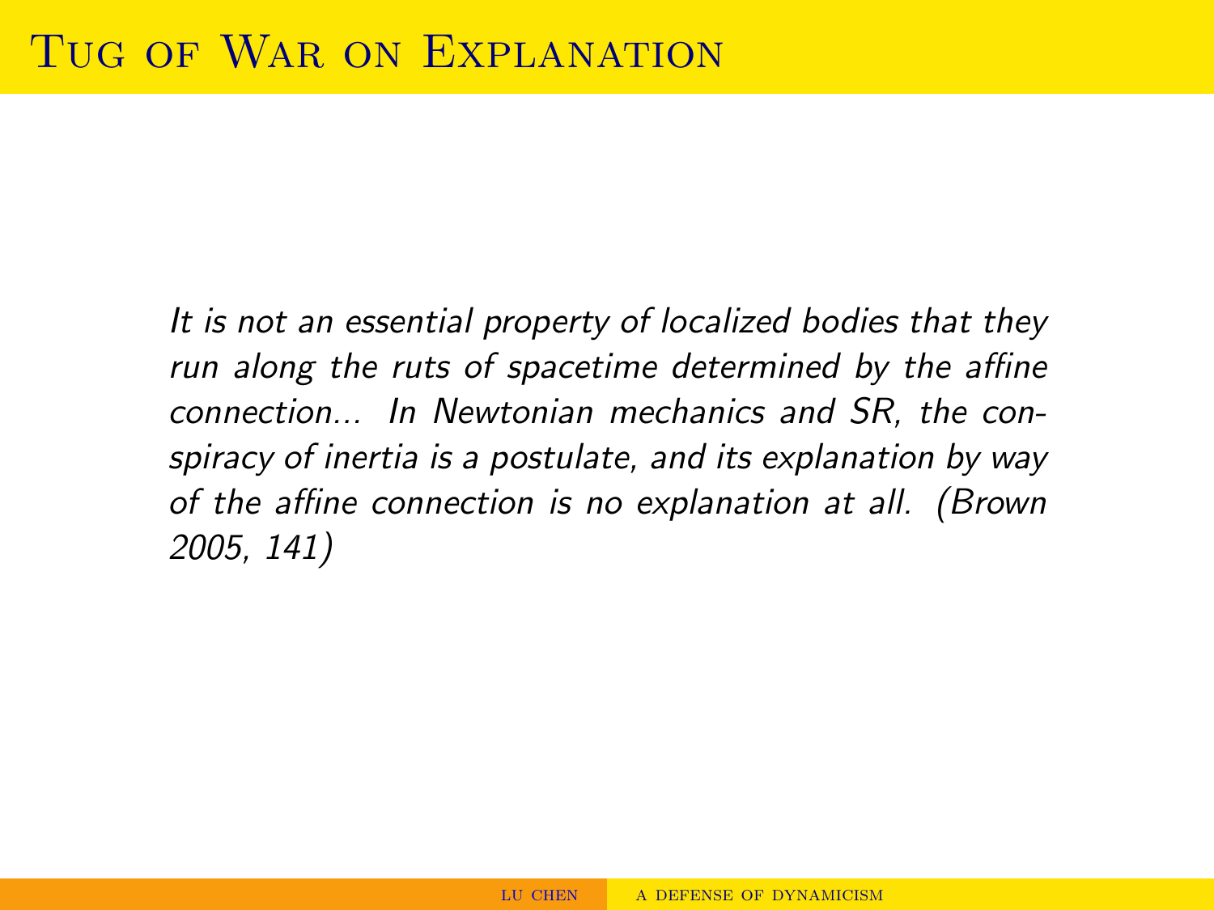# Tug of War on Explanation

*It is not an essential property of localized bodies that they run along the ruts of spacetime determined by the affine connection... In Newtonian mechanics and SR, the conspiracy of inertia is a postulate, and its explanation by way of the affine connection is no explanation at all. (Brown 2005, 141)*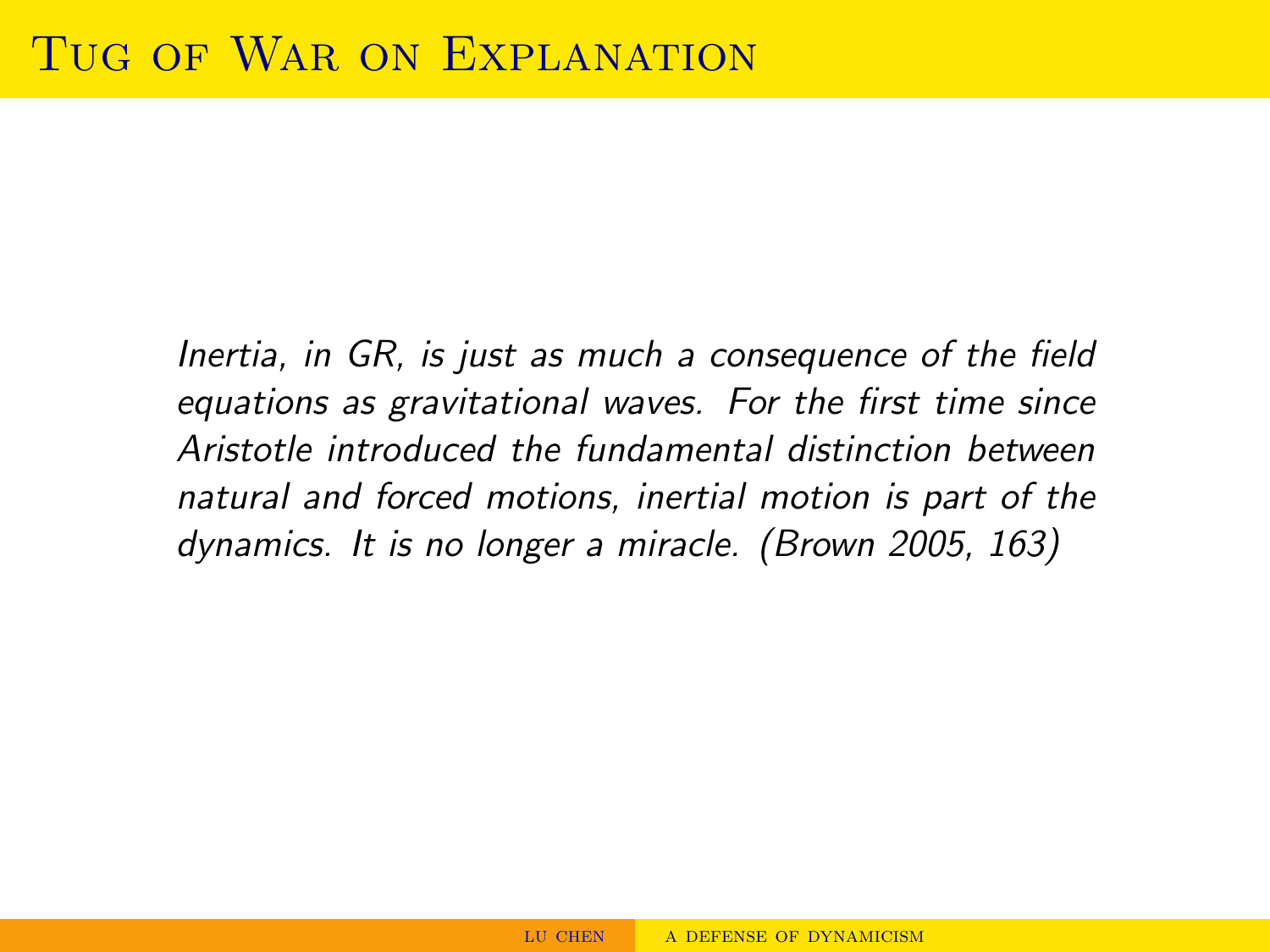# Tug of War on Explanation

*Inertia, in GR, is just as much a consequence of the field equations as gravitational waves. For the first time since Aristotle introduced the fundamental distinction between natural and forced motions, inertial motion is part of the dynamics. It is no longer a miracle. (Brown 2005, 163)*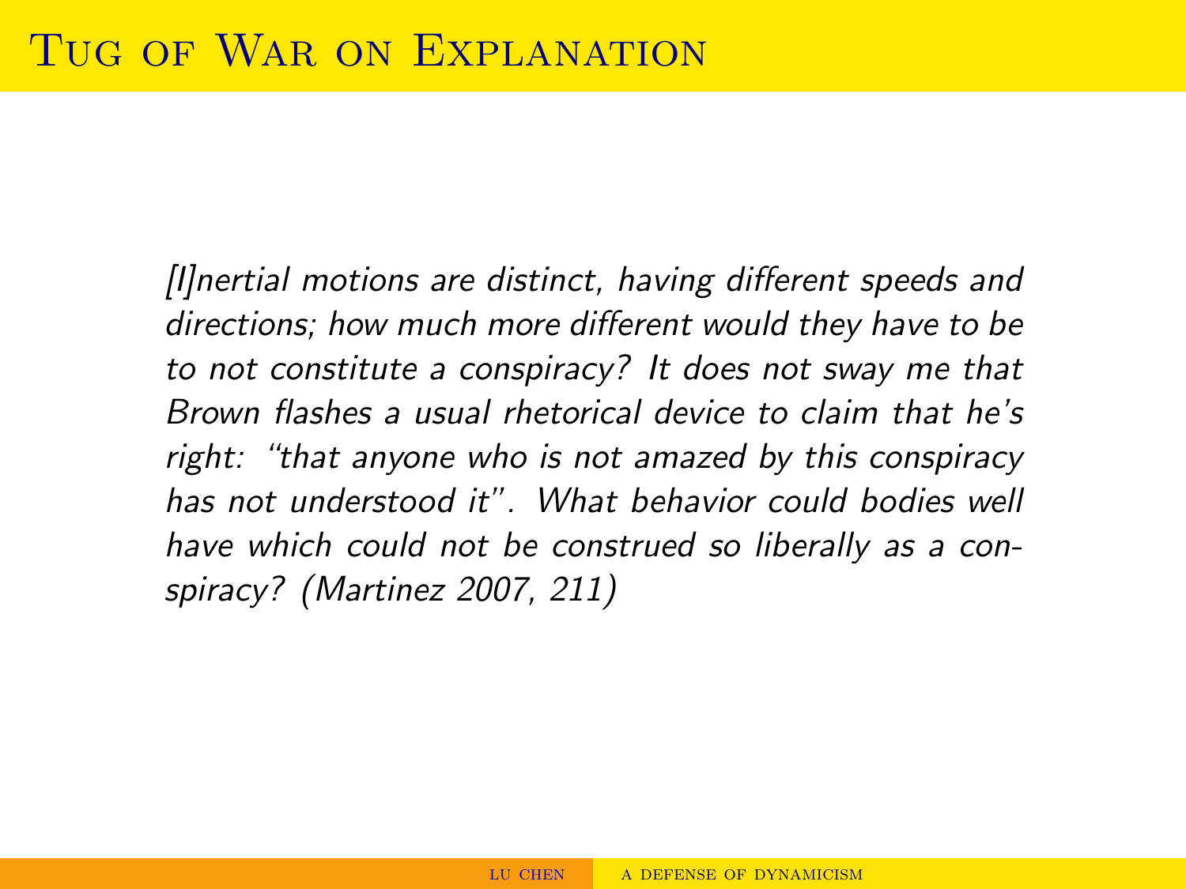# Tug of War on Explanation

*[I]nertial motions are distinct, having different speeds and directions; how much more different would they have to be to not constitute a conspiracy? It does not sway me that Brown flashes a usual rhetorical device to claim that he's right: "that anyone who is not amazed by this conspiracy has not understood it". What behavior could bodies well have which could not be construed so liberally as a conspiracy? (Martinez 2007, 211)*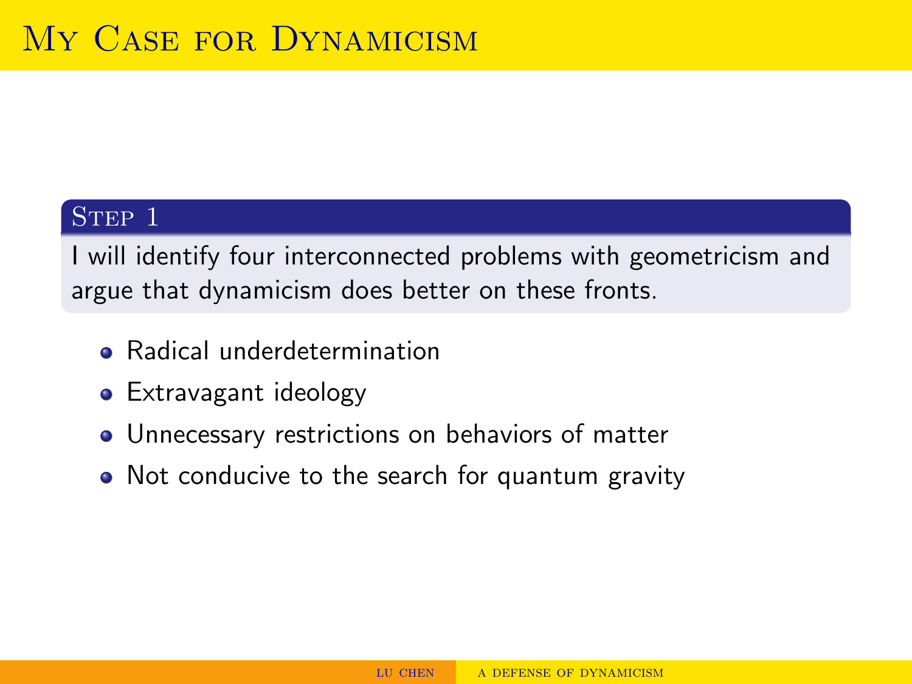# My Case for Dynamicism

## Step 1

I will identify four interconnected problems with geometricism and argue that dynamicism does better on these fronts.

- Radical underdetermination
- Extravagant ideology
- Unnecessary restrictions on behaviors of matter
- Not conducive to the search for quantum gravity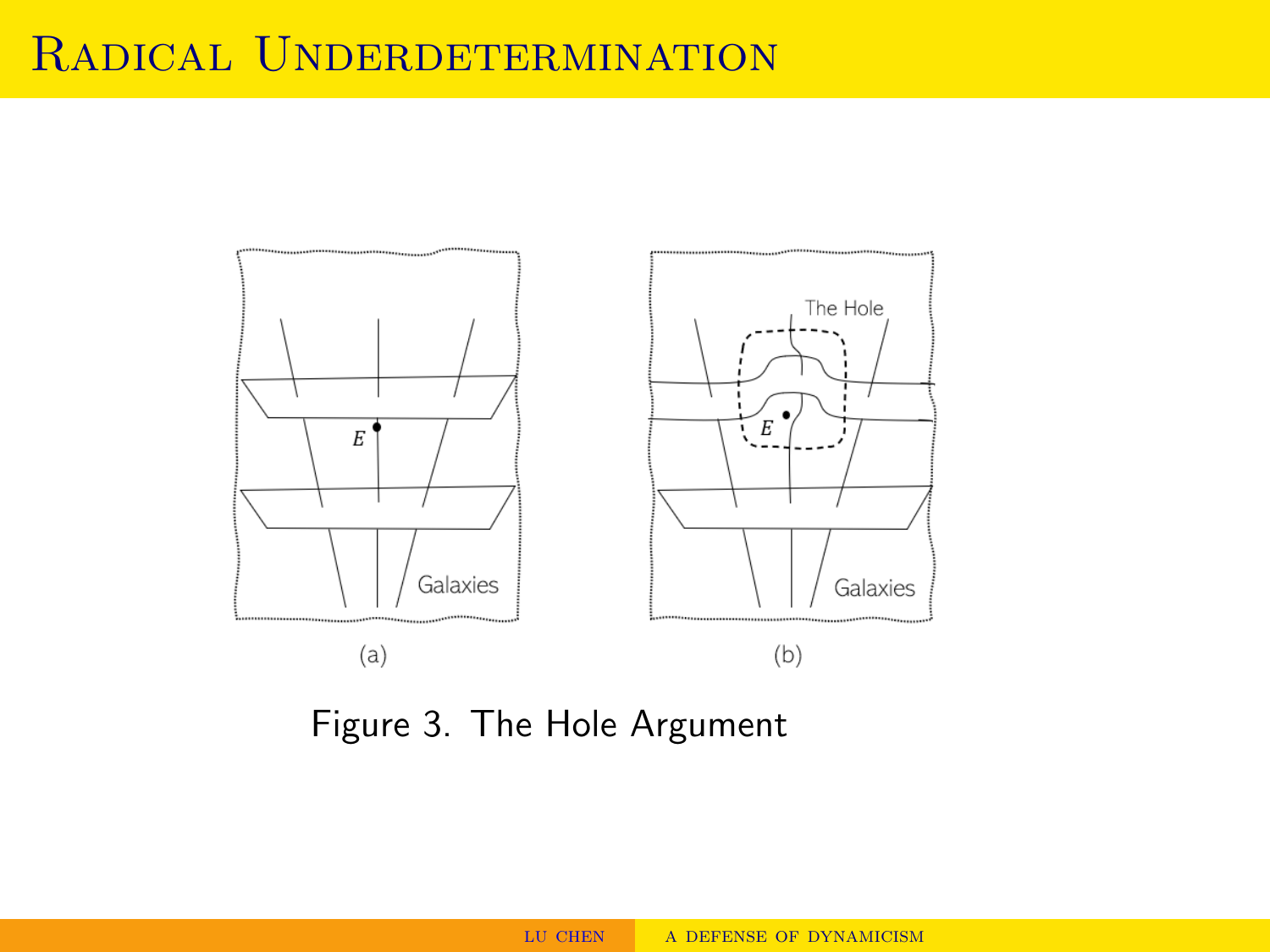# Radical Underdetermination

Figure 3. The Hole Argument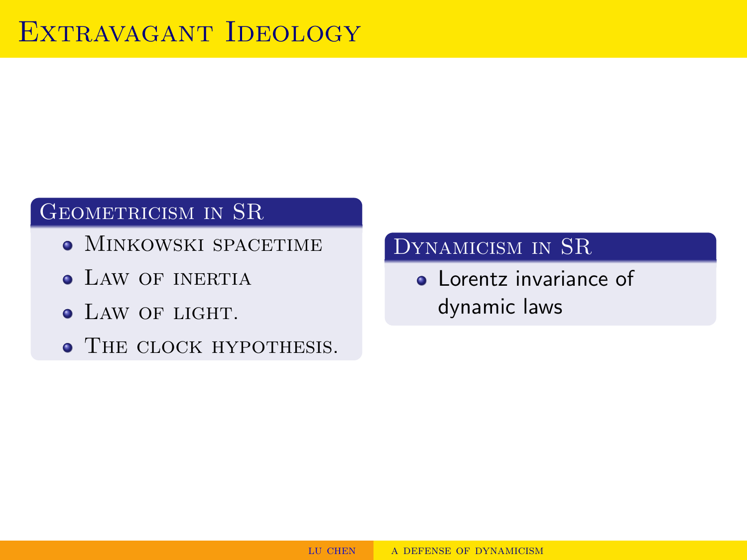# Extravagant Ideology

### Geometricism in SR

- Minkowski spacetime
- Law of inertia
- Law of light.
- The clock hypothesis.

### Dynamicism in SR

- Lorentz invariance of dynamic laws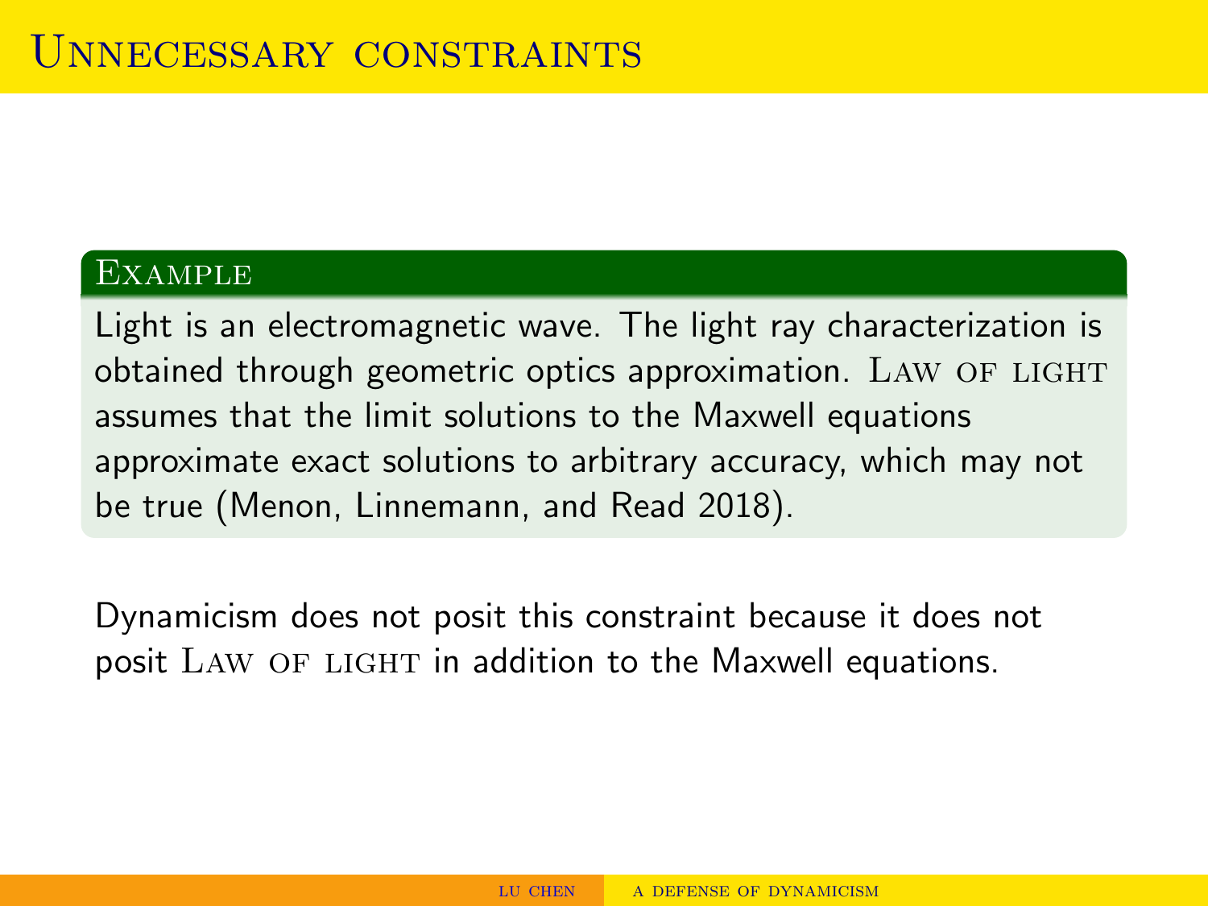# Unnecessary constraints

**Example**

Light is an electromagnetic wave. The light ray characterization is obtained through geometric optics approximation. Law of light assumes that the limit solutions to the Maxwell equations approximate exact solutions to arbitrary accuracy, which may not be true (Menon, Linnemann, and Read 2018).

Dynamicism does not posit this constraint because it does not posit Law of light in addition to the Maxwell equations.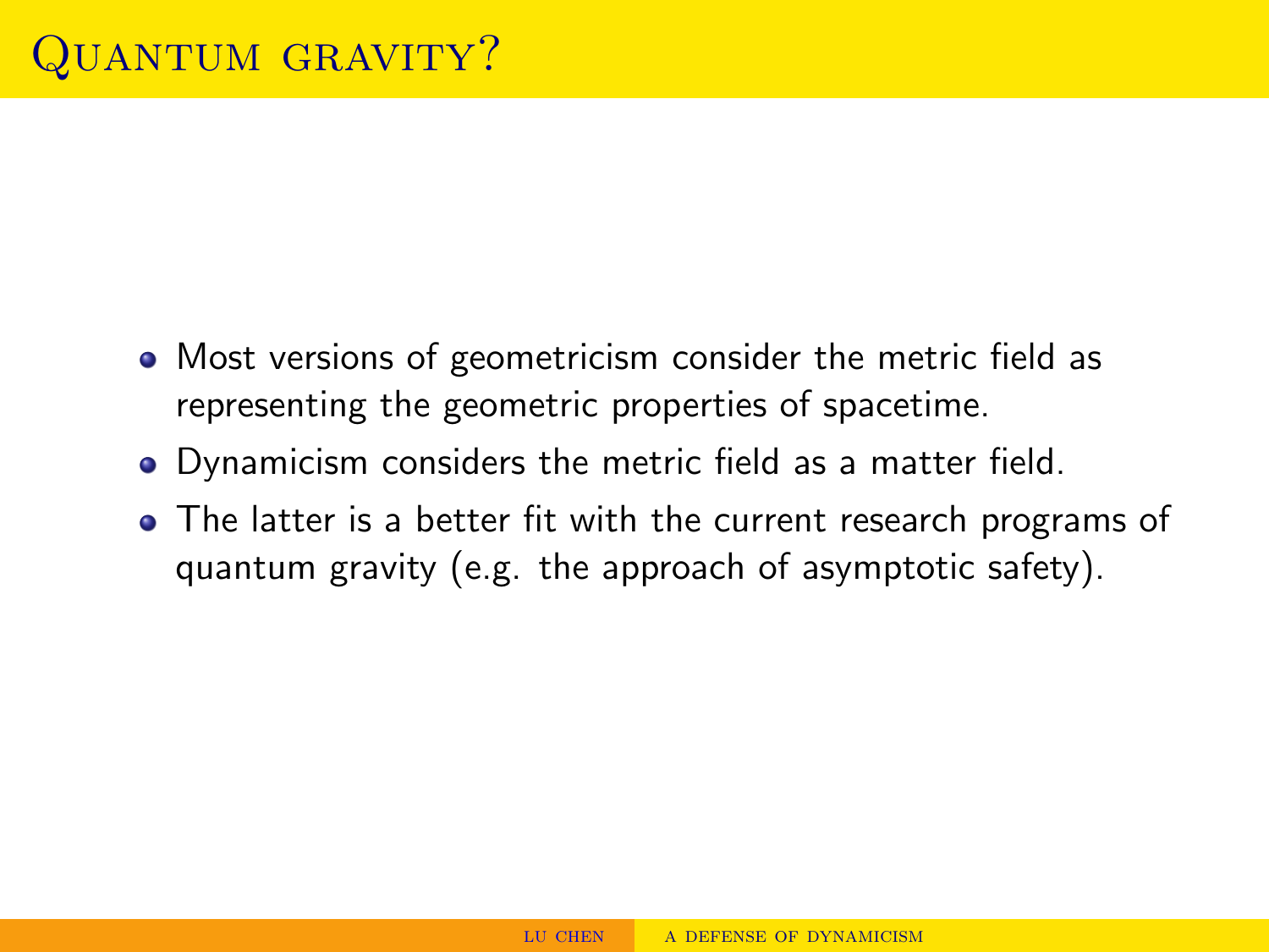# Quantum gravity?

- Most versions of geometricism consider the metric field as representing the geometric properties of spacetime.
- Dynamicism considers the metric field as a matter field.
- The latter is a better fit with the current research programs of quantum gravity (e.g. the approach of asymptotic safety).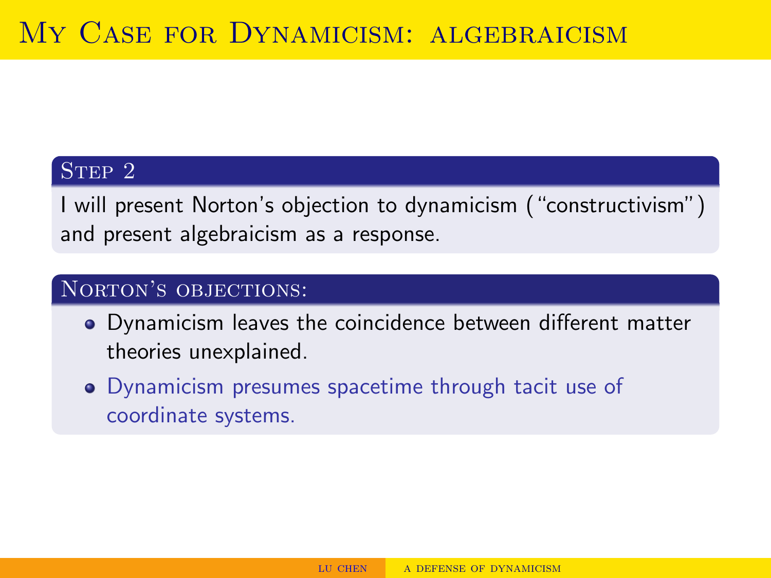# My Case for Dynamicism: algebraicism

### Step 2

I will present Norton's objection to dynamicism ("constructivism") and present algebraicism as a response.

### Norton's objections:

- Dynamicism leaves the coincidence between different matter theories unexplained.
- Dynamicism presumes spacetime through tacit use of coordinate systems.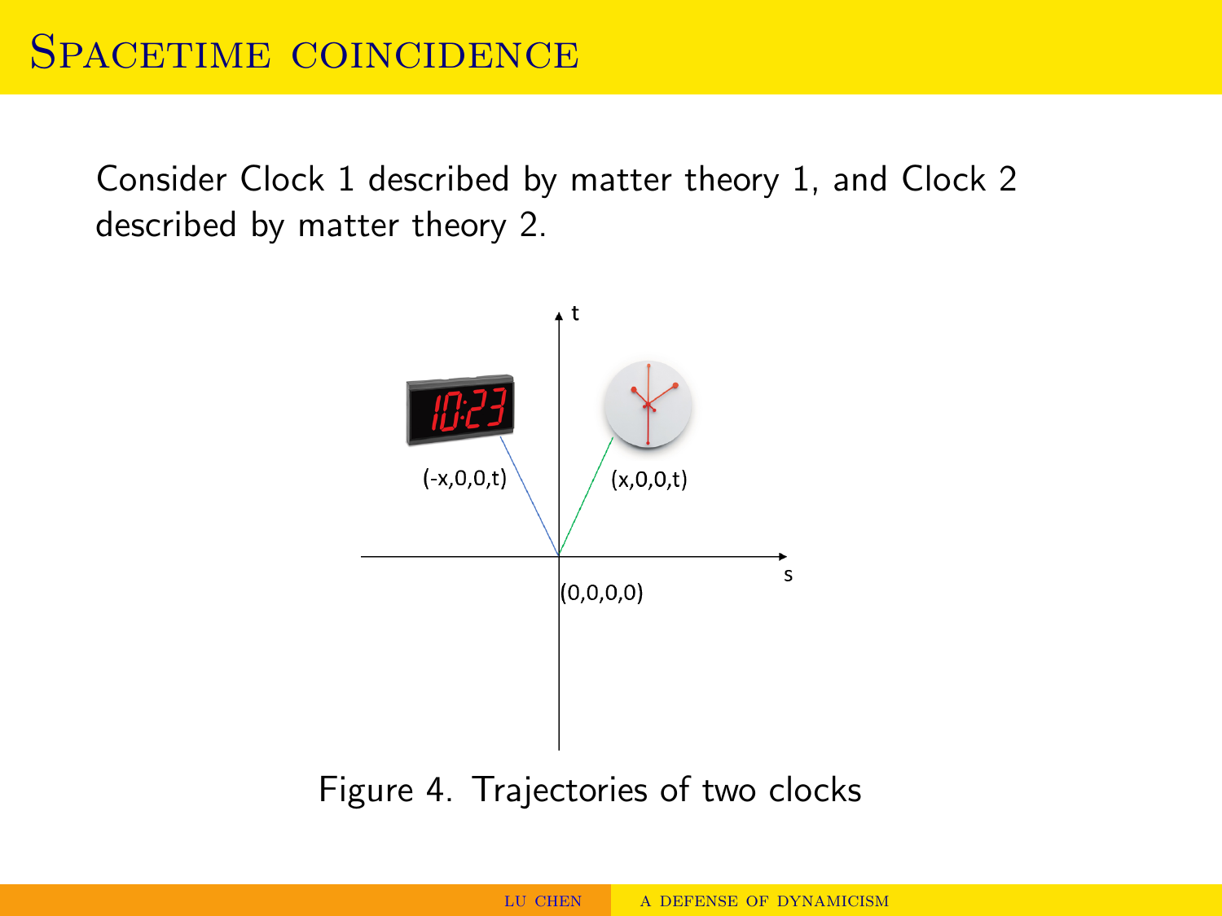# Spacetime coincidence

Consider Clock 1 described by matter theory 1, and Clock 2 described by matter theory 2.

Figure 4. Trajectories of two clocks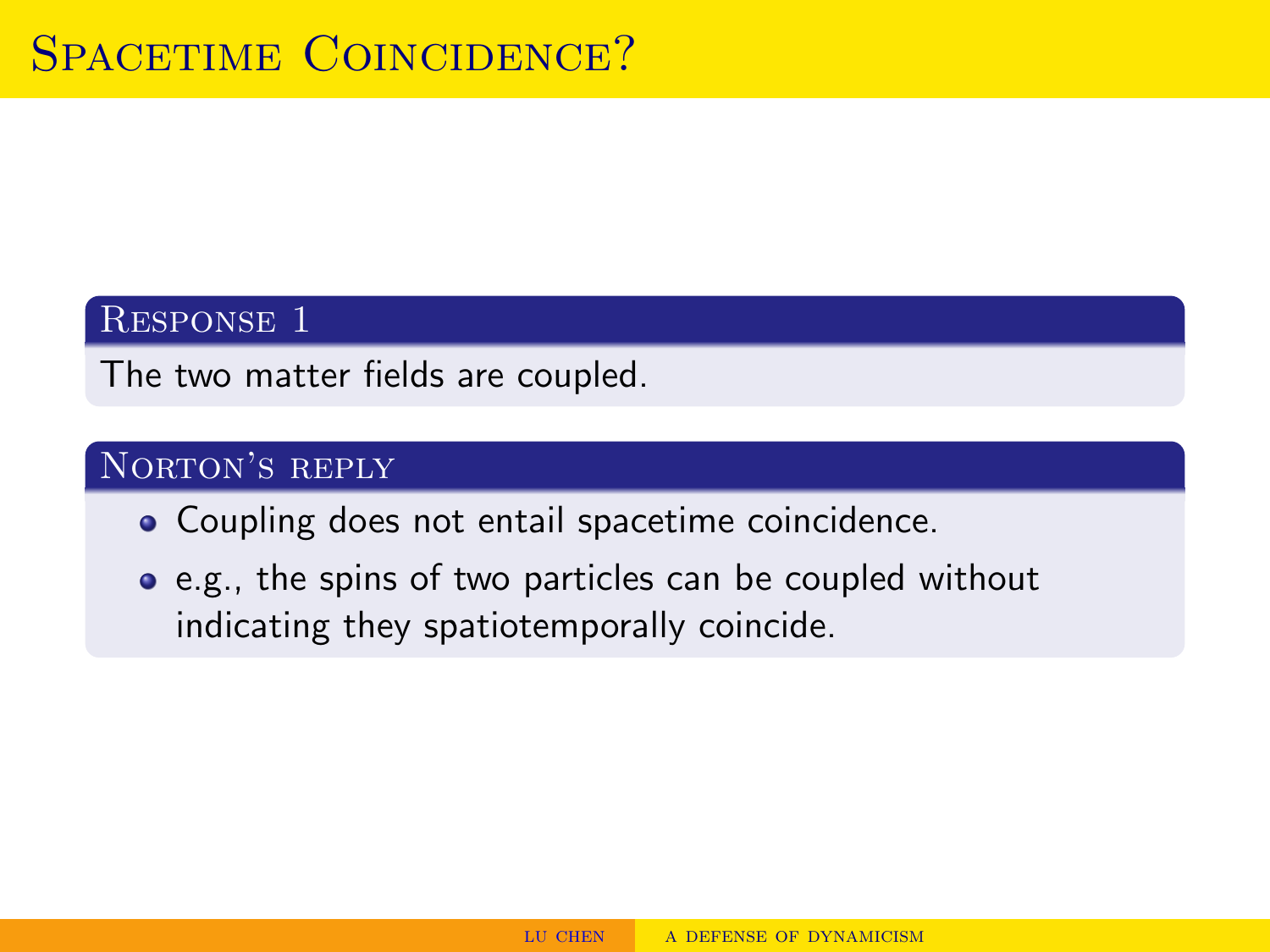# Spacetime Coincidence?

### Response 1

The two matter fields are coupled.

### Norton's reply

- Coupling does not entail spacetime coincidence.
- e.g., the spins of two particles can be coupled without indicating they spatiotemporally coincide.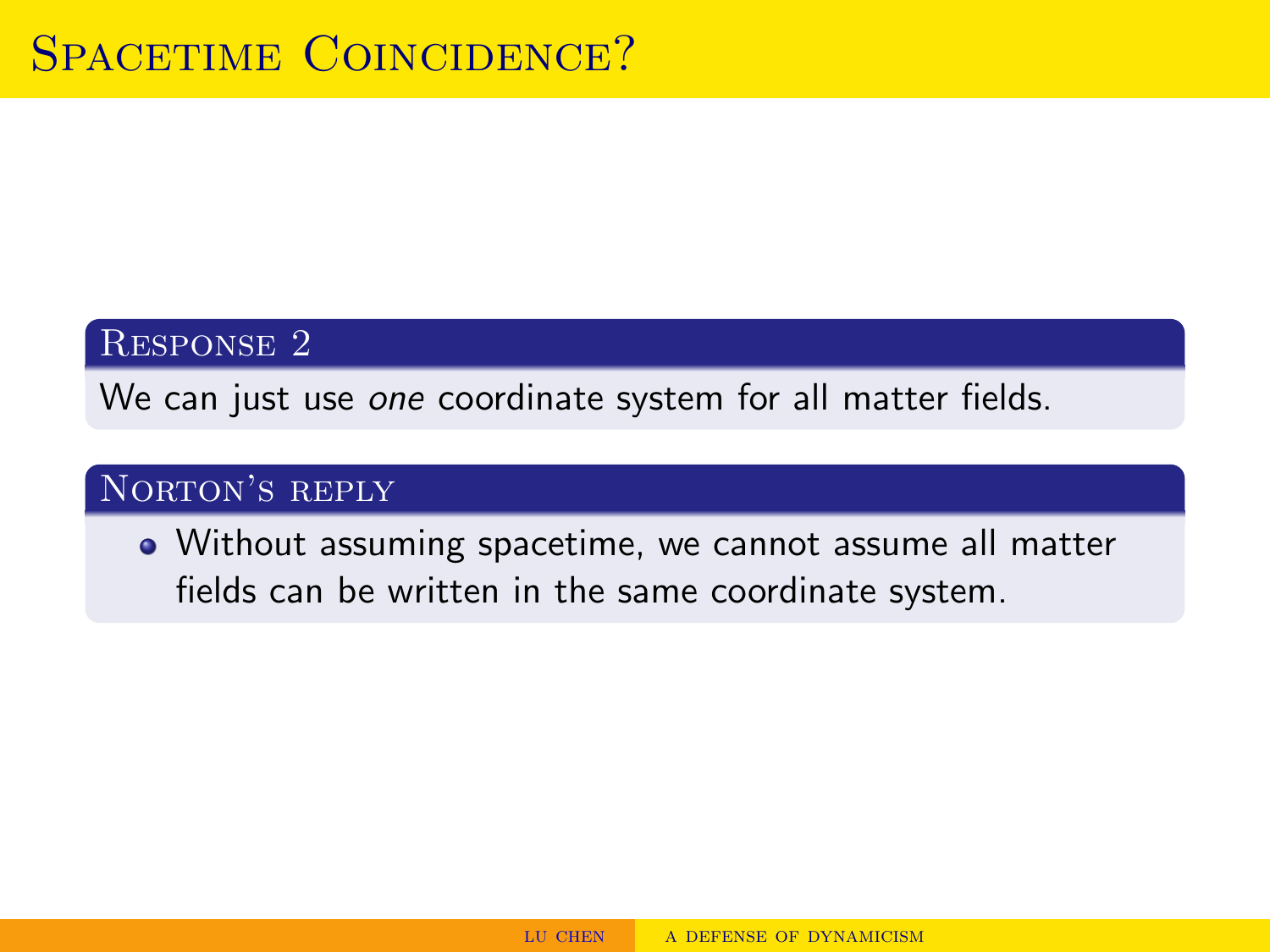# Spacetime Coincidence?

### Response 2

We can just use *one* coordinate system for all matter fields.

### Norton's reply

- Without assuming spacetime, we cannot assume all matter fields can be written in the same coordinate system.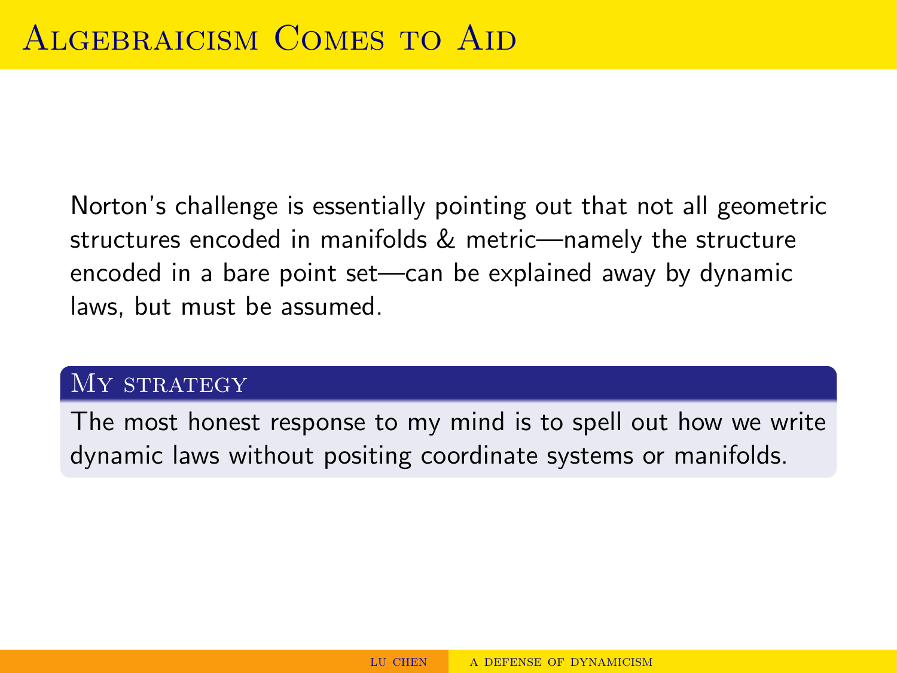# Algebraicism Comes to Aid

Norton's challenge is essentially pointing out that not all geometric structures encoded in manifolds & metric—namely the structure encoded in a bare point set—can be explained away by dynamic laws, but must be assumed.

### My strategy

The most honest response to my mind is to spell out how we write dynamic laws without positing coordinate systems or manifolds.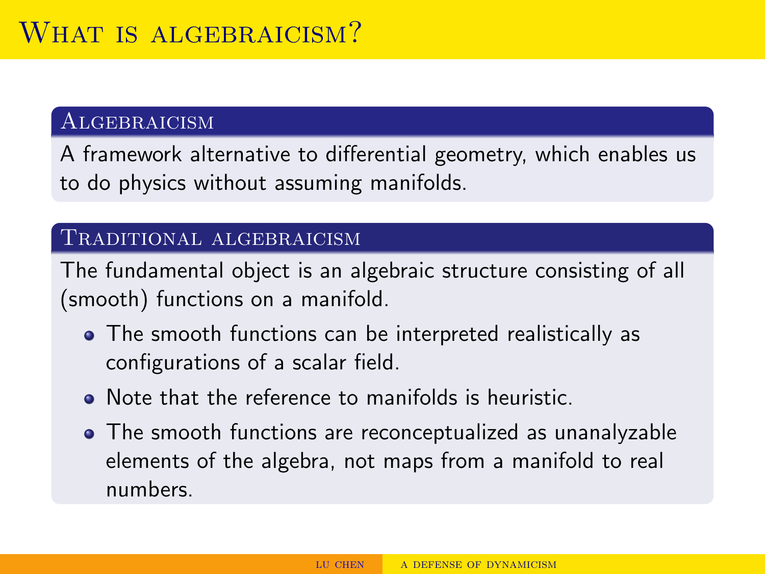# What is algebraicism?

### Algebraicism

A framework alternative to differential geometry, which enables us to do physics without assuming manifolds.

### Traditional algebraicism

The fundamental object is an algebraic structure consisting of all (smooth) functions on a manifold.

- The smooth functions can be interpreted realistically as configurations of a scalar field.
- Note that the reference to manifolds is heuristic.
- The smooth functions are reconceptualized as unanalyzable elements of the algebra, not maps from a manifold to real numbers.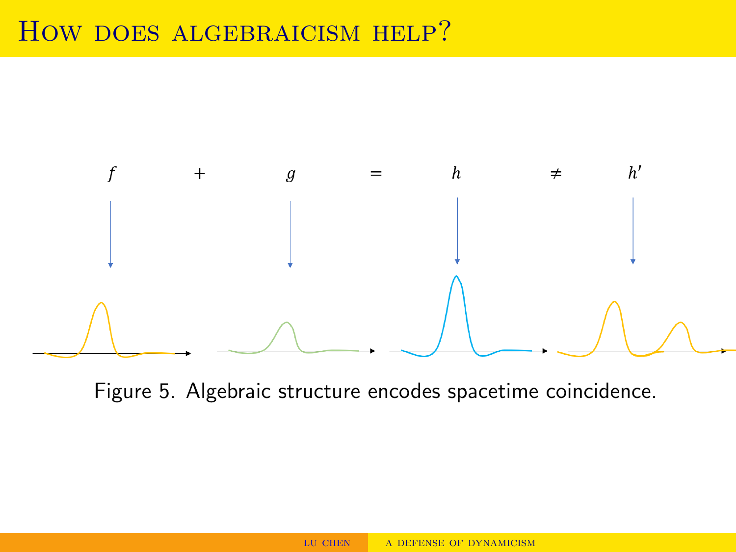# How does algebraicism help?

$f \quad + \quad g \quad = \quad h \quad \neq \quad h'$

Figure 5. Algebraic structure encodes spacetime coincidence.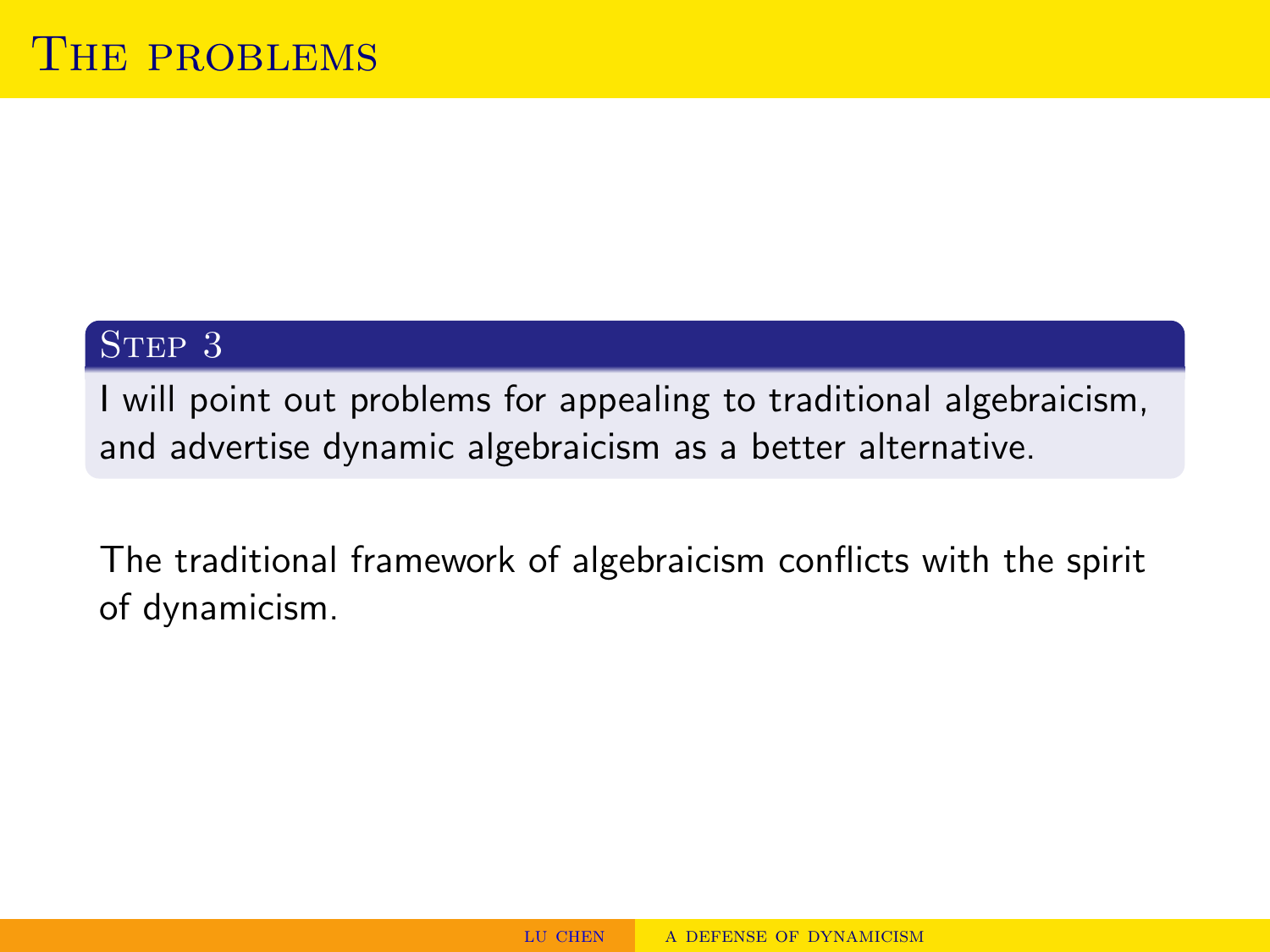# The problems

**Step 3**

I will point out problems for appealing to traditional algebraicism, and advertise dynamic algebraicism as a better alternative.

The traditional framework of algebraicism conflicts with the spirit of dynamicism.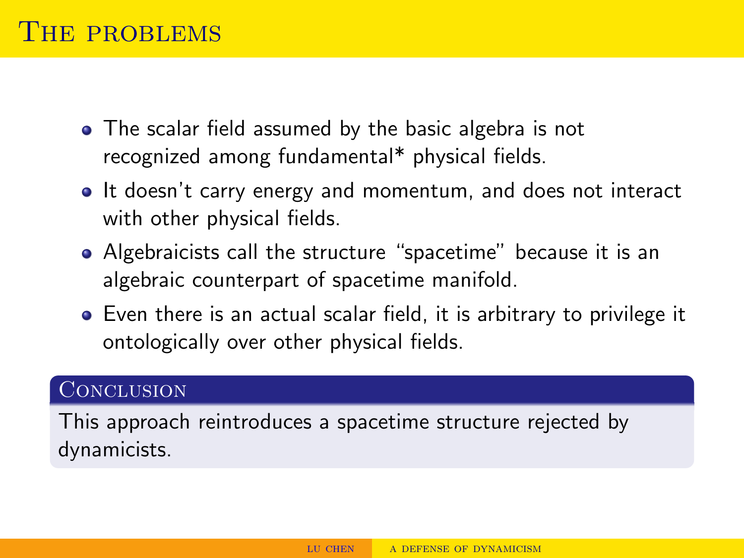# The problems

- The scalar field assumed by the basic algebra is not recognized among fundamental* physical fields.
- It doesn't carry energy and momentum, and does not interact with other physical fields.
- Algebraicists call the structure "spacetime" because it is an algebraic counterpart of spacetime manifold.
- Even there is an actual scalar field, it is arbitrary to privilege it ontologically over other physical fields.

## Conclusion

This approach reintroduces a spacetime structure rejected by dynamicists.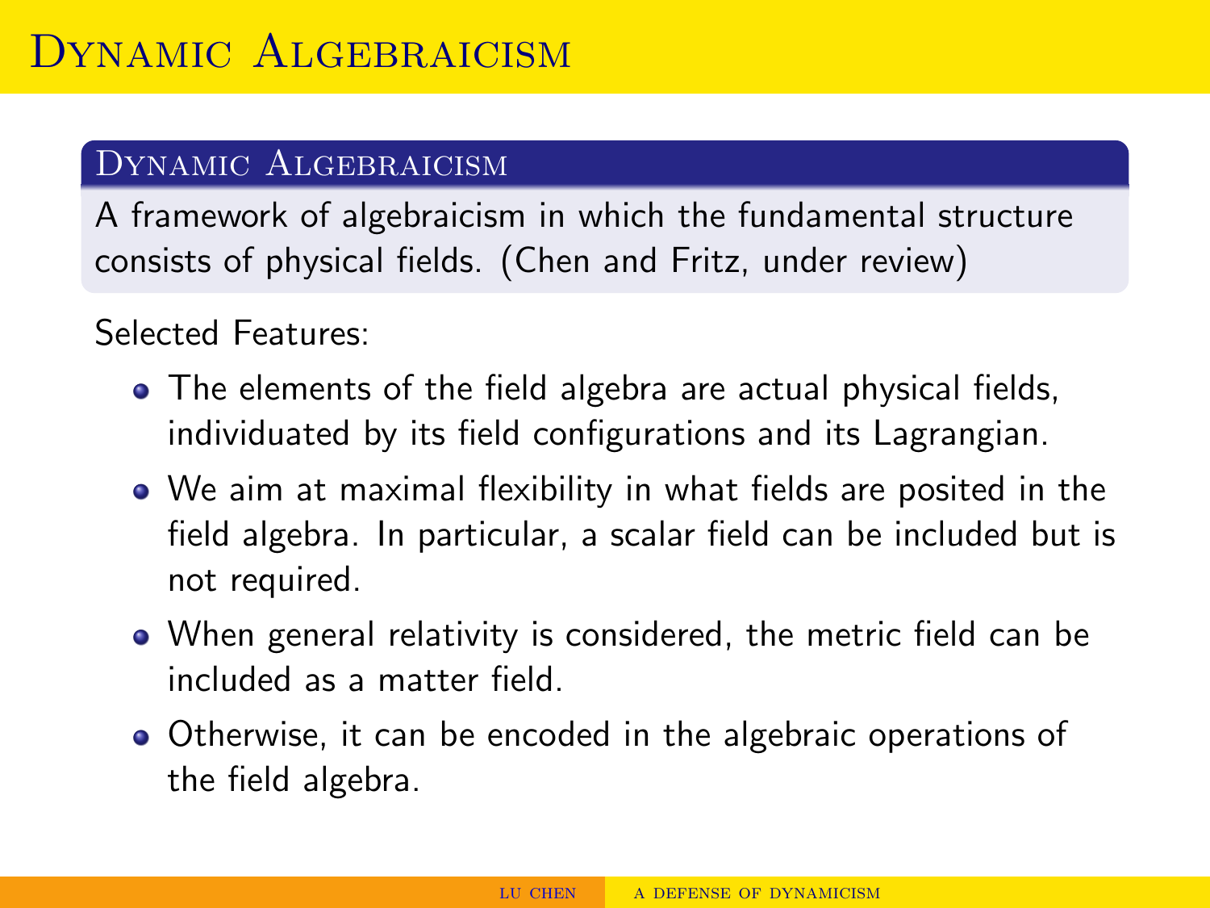# Dynamic Algebraicism

## Dynamic Algebraicism

A framework of algebraicism in which the fundamental structure consists of physical fields. (Chen and Fritz, under review)

Selected Features:

- The elements of the field algebra are actual physical fields, individuated by its field configurations and its Lagrangian.
- We aim at maximal flexibility in what fields are posited in the field algebra. In particular, a scalar field can be included but is not required.
- When general relativity is considered, the metric field can be included as a matter field.
- Otherwise, it can be encoded in the algebraic operations of the field algebra.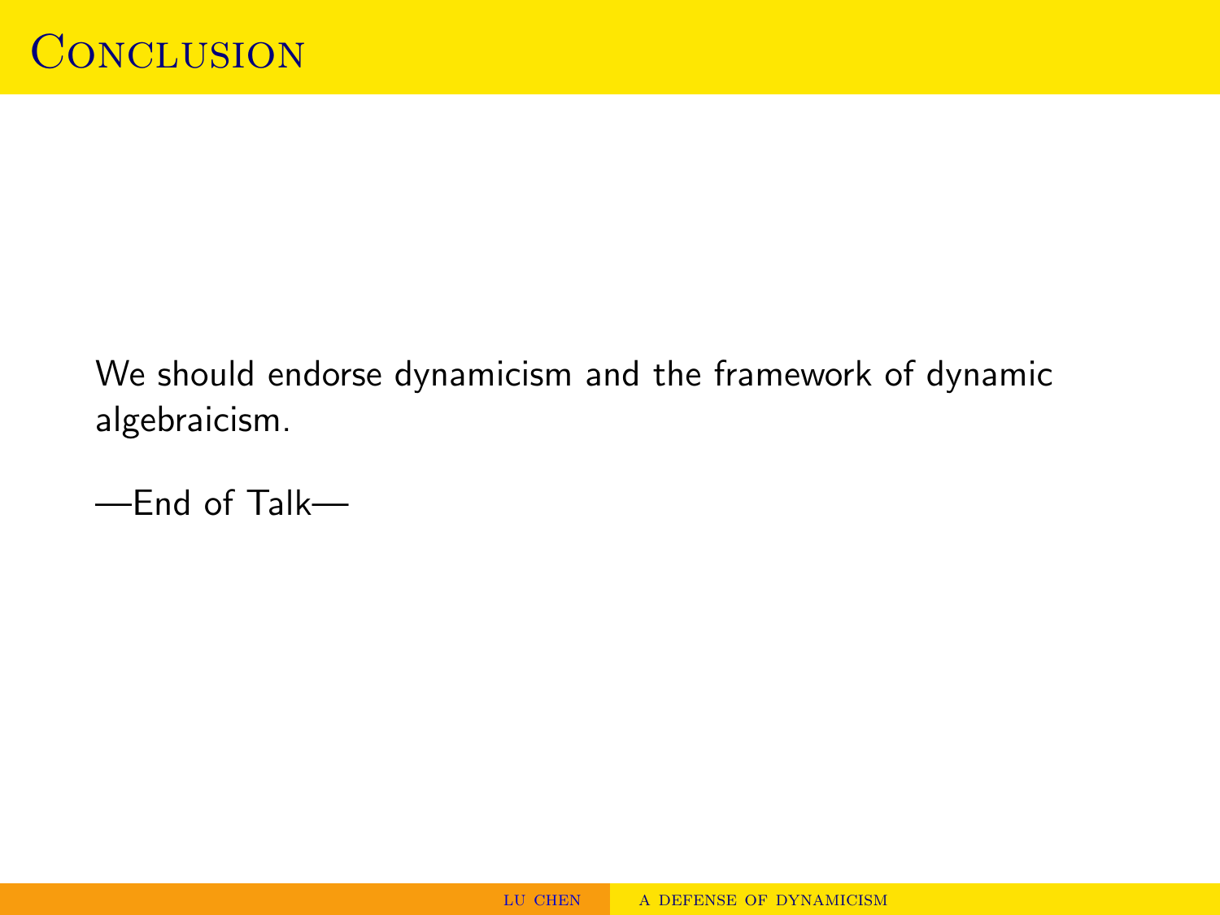# Conclusion

We should endorse dynamicism and the framework of dynamic algebraicism.

—End of Talk—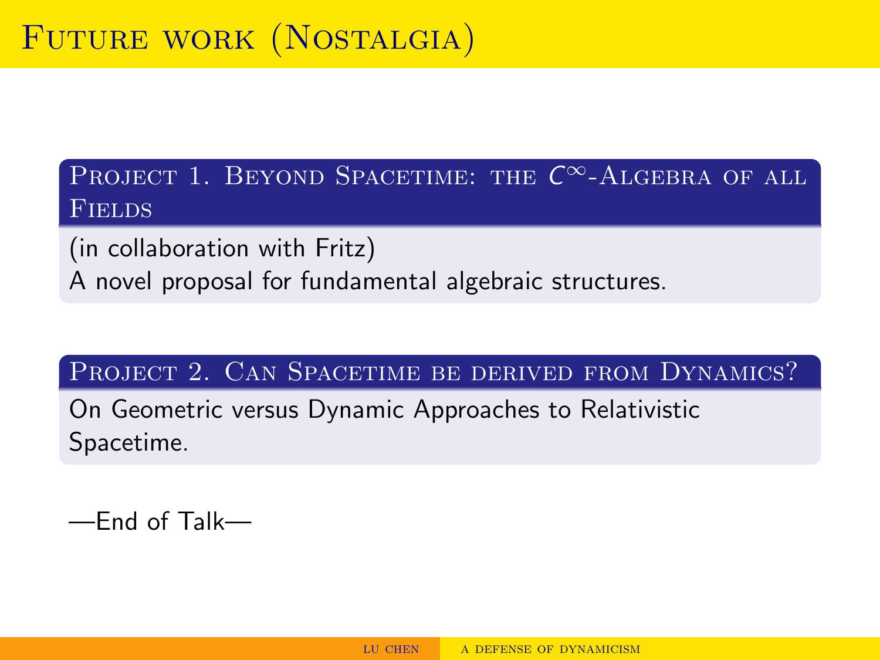# Future work (Nostalgia)

### Project 1. Beyond Spacetime: the $C^\infty$-Algebra of all Fields

(in collaboration with Fritz)
A novel proposal for fundamental algebraic structures.

### Project 2. Can Spacetime be derived from Dynamics?

On Geometric versus Dynamic Approaches to Relativistic Spacetime.

—End of Talk—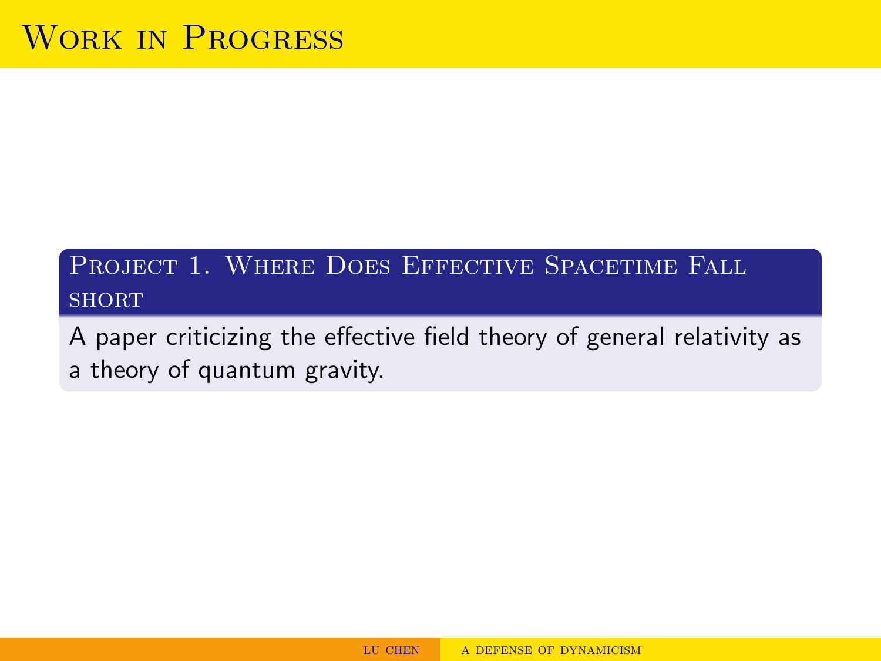# Work in Progress

### Project 1. Where Does Effective Spacetime Fall short

A paper criticizing the effective field theory of general relativity as a theory of quantum gravity.